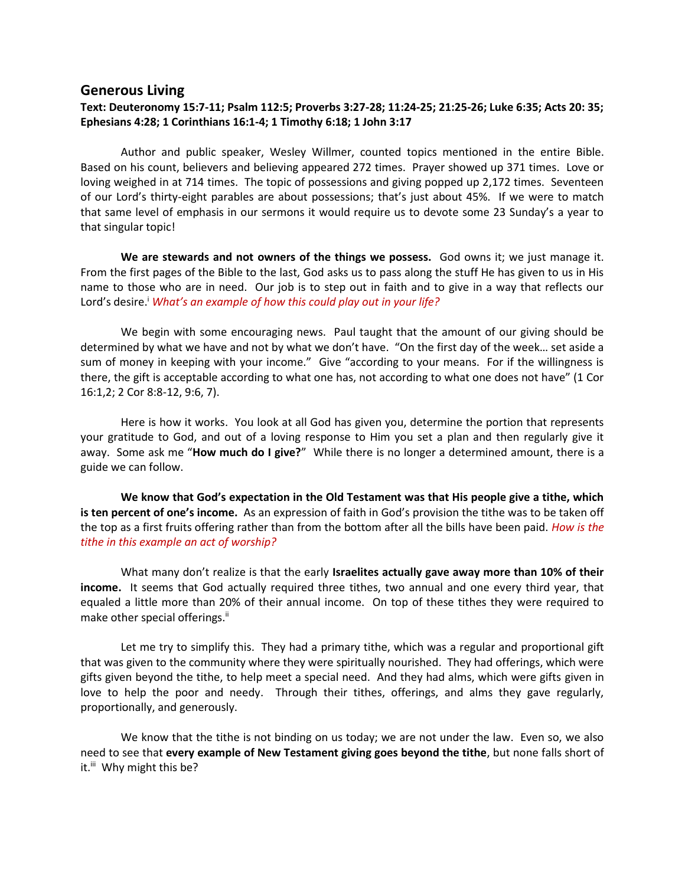## Generous Living

**Text: Deuteronomy 15:7-11; Psalm 112:5; Proverbs 3:27-28; 11:24-25; 21:25-26; Luke 6:35; Acts 20: 35; Ephesians 4:28; 1 Corinthians 16:1-4; 1 Timothy 6:18; 1 John 3:17**

Author and public speaker, Wesley Willmer, counted topics mentioned in the entire Bible. Based on his count, believers and believing appeared 272 times. Prayer showed up 371 times. Love or loving weighed in at 714 times. The topic of possessions and giving popped up 2,172 times. Seventeen of our Lord's thirty-eight parables are about possessions; that's just about 45%. If we were to match that same level of emphasis in our sermons it would require us to devote some 23 Sunday's a year to that singular topic!

**We are stewards and not owners of the things we possess.** God owns it; we just manage it. From the first pages of the Bible to the last, God asks us to pass along the stuff He has given to us in His name to those who are in need. Our job is to step out in faith and to give in a way that reflects our Lord's desire.[i] *What's an example of how this could play out in your life?*

We begin with some encouraging news. Paul taught that the amount of our giving should be determined by what we have and not by what we don't have. "On the first day of the week… set aside a sum of money in keeping with your income." Give "according to your means. For if the willingness is there, the gift is acceptable according to what one has, not according to what one does not have" (1 Cor 16:1,2; 2 Cor 8:8-12, 9:6, 7).

Here is how it works. You look at all God has given you, determine the portion that represents your gratitude to God, and out of a loving response to Him you set a plan and then regularly give it away. Some ask me "**How much do I give?**" While there is no longer a determined amount, there is a guide we can follow.

**We know that God's expectation in the Old Testament was that His people give a tithe, which is ten percent of one's income.** As an expression of faith in God's provision the tithe was to be taken off the top as a first fruits offering rather than from the bottom after all the bills have been paid. *How is the tithe in this example an act of worship?*

What many don't realize is that the early **Israelites actually gave away more than 10% of their income.** It seems that God actually required three tithes, two annual and one every third year, that equaled a little more than 20% of their annual income. On top of these tithes they were required to make other special offerings.[ii]

Let me try to simplify this. They had a primary tithe, which was a regular and proportional gift that was given to the community where they were spiritually nourished. They had offerings, which were gifts given beyond the tithe, to help meet a special need. And they had alms, which were gifts given in love to help the poor and needy. Through their tithes, offerings, and alms they gave regularly, proportionally, and generously.

We know that the tithe is not binding on us today; we are not under the law. Even so, we also need to see that **every example of New Testament giving goes beyond the tithe**, but none falls short of it.[iii] Why might this be?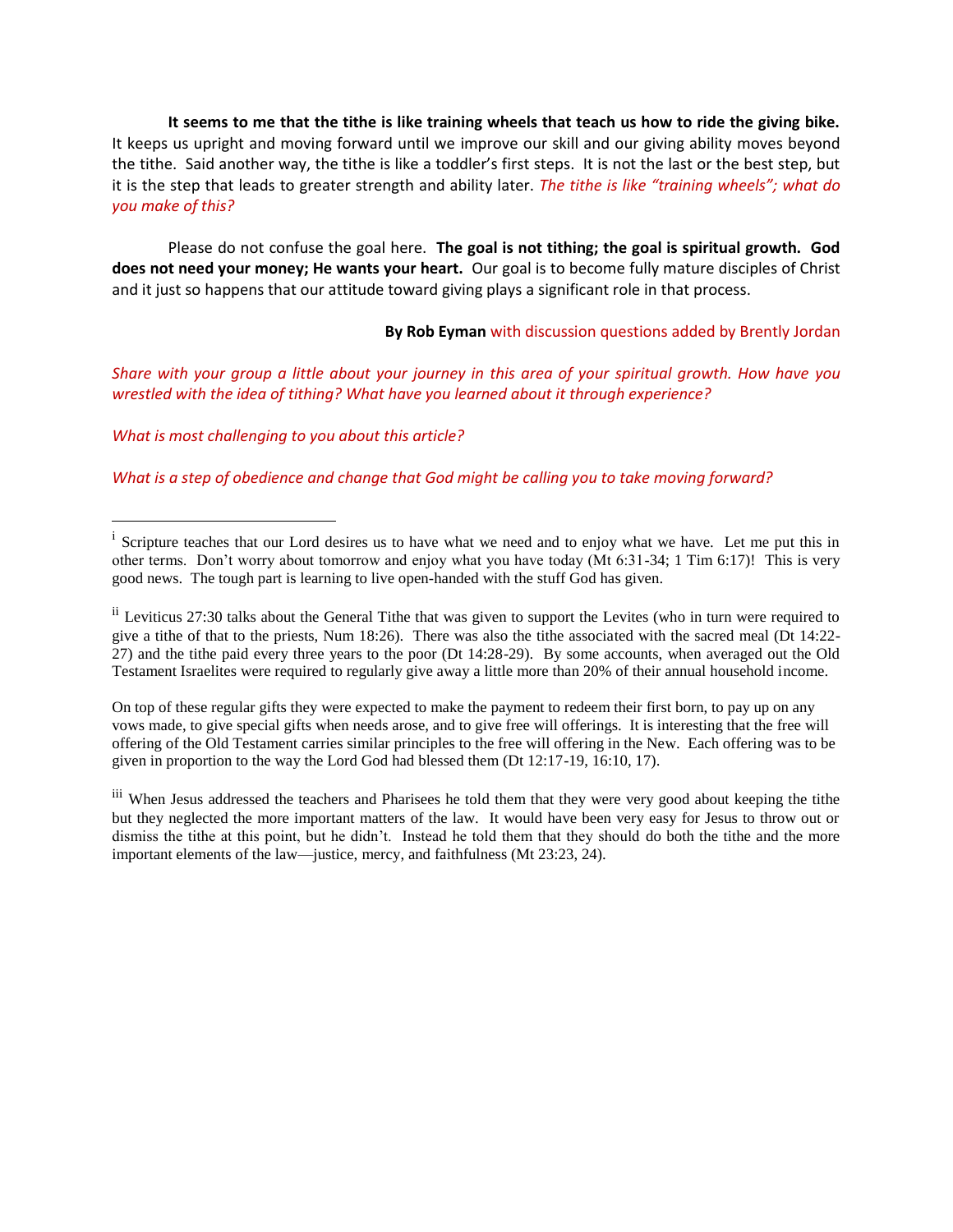**It seems to me that the tithe is like training wheels that teach us how to ride the giving bike.** It keeps us upright and moving forward until we improve our skill and our giving ability moves beyond the tithe. Said another way, the tithe is like a toddler's first steps. It is not the last or the best step, but it is the step that leads to greater strength and ability later. *The tithe is like "training wheels"; what do you make of this?*

Please do not confuse the goal here. **The goal is not tithing; the goal is spiritual growth. God does not need your money; He wants your heart.** Our goal is to become fully mature disciples of Christ and it just so happens that our attitude toward giving plays a significant role in that process.

**By Rob Eyman** with discussion questions added by Brently Jordan

*Share with your group a little about your journey in this area of your spiritual growth. How have you wrestled with the idea of tithing? What have you learned about it through experience?*

*What is most challenging to you about this article?*

*What is a step of obedience and change that God might be calling you to take moving forward?*

---

[i] Scripture teaches that our Lord desires us to have what we need and to enjoy what we have. Let me put this in other terms. Don't worry about tomorrow and enjoy what you have today (Mt 6:31-34; 1 Tim 6:17)! This is very good news. The tough part is learning to live open-handed with the stuff God has given.

[ii] Leviticus 27:30 talks about the General Tithe that was given to support the Levites (who in turn were required to give a tithe of that to the priests, Num 18:26). There was also the tithe associated with the sacred meal (Dt 14:22-27) and the tithe paid every three years to the poor (Dt 14:28-29). By some accounts, when averaged out the Old Testament Israelites were required to regularly give away a little more than 20% of their annual household income.

On top of these regular gifts they were expected to make the payment to redeem their first born, to pay up on any vows made, to give special gifts when needs arose, and to give free will offerings. It is interesting that the free will offering of the Old Testament carries similar principles to the free will offering in the New. Each offering was to be given in proportion to the way the Lord God had blessed them (Dt 12:17-19, 16:10, 17).

[iii] When Jesus addressed the teachers and Pharisees he told them that they were very good about keeping the tithe but they neglected the more important matters of the law. It would have been very easy for Jesus to throw out or dismiss the tithe at this point, but he didn't. Instead he told them that they should do both the tithe and the more important elements of the law—justice, mercy, and faithfulness (Mt 23:23, 24).